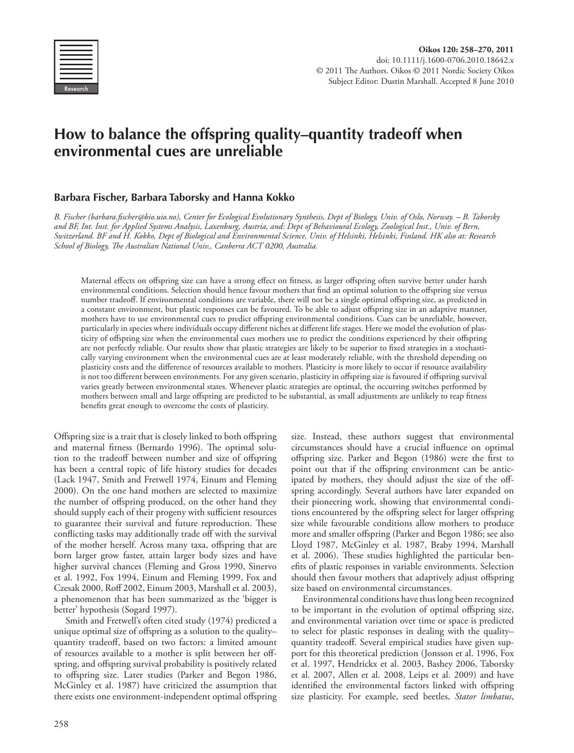# How to balance the offspring quality–quantity tradeoff when environmental cues are unreliable

**Barbara Fischer, Barbara Taborsky and Hanna Kokko**

*B. Fischer (barbara.fischer@bio.uio.no), Center for Ecological Evolutionary Synthesis, Dept of Biology, Univ. of Oslo, Norway. – B. Taborsky and BF, Int. Inst. for Applied Systems Analysis, Laxenburg, Austria, and: Dept of Behavioural Ecology, Zoological Inst., Univ. of Bern, Switzerland. BF and H. Kokko, Dept of Biological and Environmental Science, Univ. of Helsinki, Helsinki, Finland. HK also at: Research School of Biology, The Australian National Univ., Canberra ACT 0200, Australia.*

Maternal effects on offspring size can have a strong effect on fitness, as larger offspring often survive better under harsh environmental conditions. Selection should hence favour mothers that find an optimal solution to the offspring size versus number tradeoff. If environmental conditions are variable, there will not be a single optimal offspring size, as predicted in a constant environment, but plastic responses can be favoured. To be able to adjust offspring size in an adaptive manner, mothers have to use environmental cues to predict offspring environmental conditions. Cues can be unreliable, however, particularly in species where individuals occupy different niches at different life stages. Here we model the evolution of plasticity of offspring size when the environmental cues mothers use to predict the conditions experienced by their offspring are not perfectly reliable. Our results show that plastic strategies are likely to be superior to fixed strategies in a stochastically varying environment when the environmental cues are at least moderately reliable, with the threshold depending on plasticity costs and the difference of resources available to mothers. Plasticity is more likely to occur if resource availability is not too different between environments. For any given scenario, plasticity in offspring size is favoured if offspring survival varies greatly between environmental states. Whenever plastic strategies are optimal, the occurring switches performed by mothers between small and large offspring are predicted to be substantial, as small adjustments are unlikely to reap fitness benefits great enough to overcome the costs of plasticity.

Offspring size is a trait that is closely linked to both offspring and maternal fitness (Bernardo 1996). The optimal solution to the tradeoff between number and size of offspring has been a central topic of life history studies for decades (Lack 1947, Smith and Fretwell 1974, Einum and Fleming 2000). On the one hand mothers are selected to maximize the number of offspring produced, on the other hand they should supply each of their progeny with sufficient resources to guarantee their survival and future reproduction. These conflicting tasks may additionally trade off with the survival of the mother herself. Across many taxa, offspring that are born larger grow faster, attain larger body sizes and have higher survival chances (Fleming and Gross 1990, Sinervo et al. 1992, Fox 1994, Einum and Fleming 1999, Fox and Czesak 2000, Roff 2002, Einum 2003, Marshall et al. 2003), a phenomenon that has been summarized as the 'bigger is better' hypothesis (Sogard 1997).

Smith and Fretwell's often cited study (1974) predicted a unique optimal size of offspring as a solution to the quality–quantity tradeoff, based on two factors: a limited amount of resources available to a mother is split between her offspring, and offspring survival probability is positively related to offspring size. Later studies (Parker and Begon 1986, McGinley et al. 1987) have criticized the assumption that there exists one environment-independent optimal offspring size. Instead, these authors suggest that environmental circumstances should have a crucial influence on optimal offspring size. Parker and Begon (1986) were the first to point out that if the offspring environment can be anticipated by mothers, they should adjust the size of the offspring accordingly. Several authors have later expanded on their pioneering work, showing that environmental conditions encountered by the offspring select for larger offspring size while favourable conditions allow mothers to produce more and smaller offspring (Parker and Begon 1986; see also Lloyd 1987, McGinley et al. 1987, Braby 1994, Marshall et al. 2006). These studies highlighted the particular benefits of plastic responses in variable environments. Selection should then favour mothers that adaptively adjust offspring size based on environmental circumstances.

Environmental conditions have thus long been recognized to be important in the evolution of optimal offspring size, and environmental variation over time or space is predicted to select for plastic responses in dealing with the quality–quantity tradeoff. Several empirical studies have given support for this theoretical prediction (Jonsson et al. 1996, Fox et al. 1997, Hendrickx et al. 2003, Bashey 2006, Taborsky et al. 2007, Allen et al. 2008, Leips et al. 2009) and have identified the environmental factors linked with offspring size plasticity. For example, seed beetles, *Stator limbatus*,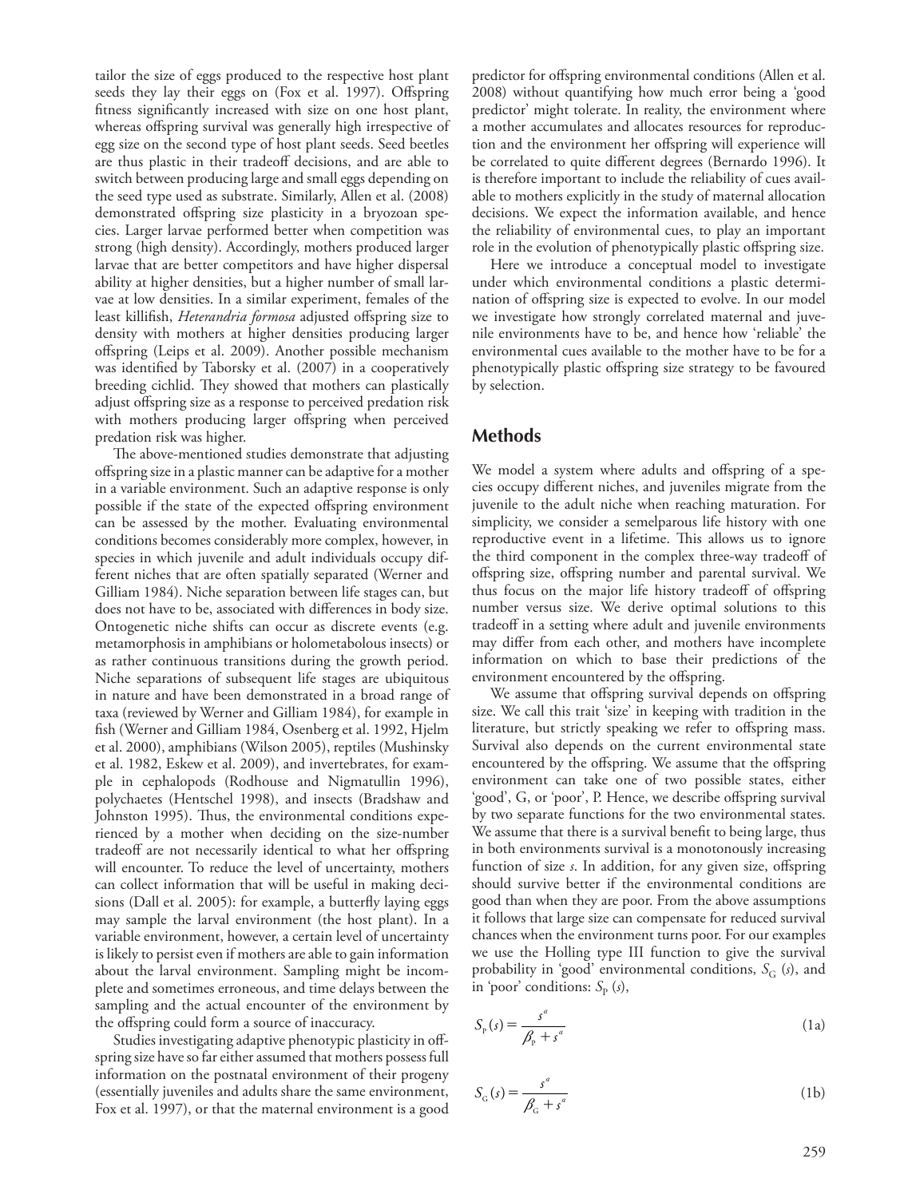tailor the size of eggs produced to the respective host plant seeds they lay their eggs on (Fox et al. 1997). Offspring fitness significantly increased with size on one host plant, whereas offspring survival was generally high irrespective of egg size on the second type of host plant seeds. Seed beetles are thus plastic in their tradeoff decisions, and are able to switch between producing large and small eggs depending on the seed type used as substrate. Similarly, Allen et al. (2008) demonstrated offspring size plasticity in a bryozoan species. Larger larvae performed better when competition was strong (high density). Accordingly, mothers produced larger larvae that are better competitors and have higher dispersal ability at higher densities, but a higher number of small larvae at low densities. In a similar experiment, females of the least killifish, *Heterandria formosa* adjusted offspring size to density with mothers at higher densities producing larger offspring (Leips et al. 2009). Another possible mechanism was identified by Taborsky et al. (2007) in a cooperatively breeding cichlid. They showed that mothers can plastically adjust offspring size as a response to perceived predation risk with mothers producing larger offspring when perceived predation risk was higher.

The above-mentioned studies demonstrate that adjusting offspring size in a plastic manner can be adaptive for a mother in a variable environment. Such an adaptive response is only possible if the state of the expected offspring environment can be assessed by the mother. Evaluating environmental conditions becomes considerably more complex, however, in species in which juvenile and adult individuals occupy different niches that are often spatially separated (Werner and Gilliam 1984). Niche separation between life stages can, but does not have to be, associated with differences in body size. Ontogenetic niche shifts can occur as discrete events (e.g. metamorphosis in amphibians or holometabolous insects) or as rather continuous transitions during the growth period. Niche separations of subsequent life stages are ubiquitous in nature and have been demonstrated in a broad range of taxa (reviewed by Werner and Gilliam 1984), for example in fish (Werner and Gilliam 1984, Osenberg et al. 1992, Hjelm et al. 2000), amphibians (Wilson 2005), reptiles (Mushinsky et al. 1982, Eskew et al. 2009), and invertebrates, for example in cephalopods (Rodhouse and Nigmatullin 1996), polychaetes (Hentschel 1998), and insects (Bradshaw and Johnston 1995). Thus, the environmental conditions experienced by a mother when deciding on the size-number tradeoff are not necessarily identical to what her offspring will encounter. To reduce the level of uncertainty, mothers can collect information that will be useful in making decisions (Dall et al. 2005): for example, a butterfly laying eggs may sample the larval environment (the host plant). In a variable environment, however, a certain level of uncertainty is likely to persist even if mothers are able to gain information about the larval environment. Sampling might be incomplete and sometimes erroneous, and time delays between the sampling and the actual encounter of the environment by the offspring could form a source of inaccuracy.

Studies investigating adaptive phenotypic plasticity in offspring size have so far either assumed that mothers possess full information on the postnatal environment of their progeny (essentially juveniles and adults share the same environment, Fox et al. 1997), or that the maternal environment is a good predictor for offspring environmental conditions (Allen et al. 2008) without quantifying how much error being a 'good predictor' might tolerate. In reality, the environment where a mother accumulates and allocates resources for reproduction and the environment her offspring will experience will be correlated to quite different degrees (Bernardo 1996). It is therefore important to include the reliability of cues available to mothers explicitly in the study of maternal allocation decisions. We expect the information available, and hence the reliability of environmental cues, to play an important role in the evolution of phenotypically plastic offspring size.

Here we introduce a conceptual model to investigate under which environmental conditions a plastic determination of offspring size is expected to evolve. In our model we investigate how strongly correlated maternal and juvenile environments have to be, and hence how 'reliable' the environmental cues available to the mother have to be for a phenotypically plastic offspring size strategy to be favoured by selection.

## Methods

We model a system where adults and offspring of a species occupy different niches, and juveniles migrate from the juvenile to the adult niche when reaching maturation. For simplicity, we consider a semelparous life history with one reproductive event in a lifetime. This allows us to ignore the third component in the complex three-way tradeoff of offspring size, offspring number and parental survival. We thus focus on the major life history tradeoff of offspring number versus size. We derive optimal solutions to this tradeoff in a setting where adult and juvenile environments may differ from each other, and mothers have incomplete information on which to base their predictions of the environment encountered by the offspring.

We assume that offspring survival depends on offspring size. We call this trait 'size' in keeping with tradition in the literature, but strictly speaking we refer to offspring mass. Survival also depends on the current environmental state encountered by the offspring. We assume that the offspring environment can take one of two possible states, either 'good', G, or 'poor', P. Hence, we describe offspring survival by two separate functions for the two environmental states. We assume that there is a survival benefit to being large, thus in both environments survival is a monotonously increasing function of size $s$. In addition, for any given size, offspring should survive better if the environmental conditions are good than when they are poor. From the above assumptions it follows that large size can compensate for reduced survival chances when the environment turns poor. For our examples we use the Holling type III function to give the survival probability in 'good' environmental conditions, $S_G(s)$, and in 'poor' conditions: $S_P(s)$,

$$S_P(s) = \frac{s^{\alpha}}{\beta_P + s^{\alpha}} \tag{1a}$$

$$S_G(s) = \frac{s^{\alpha}}{\beta_G + s^{\alpha}} \tag{1b}$$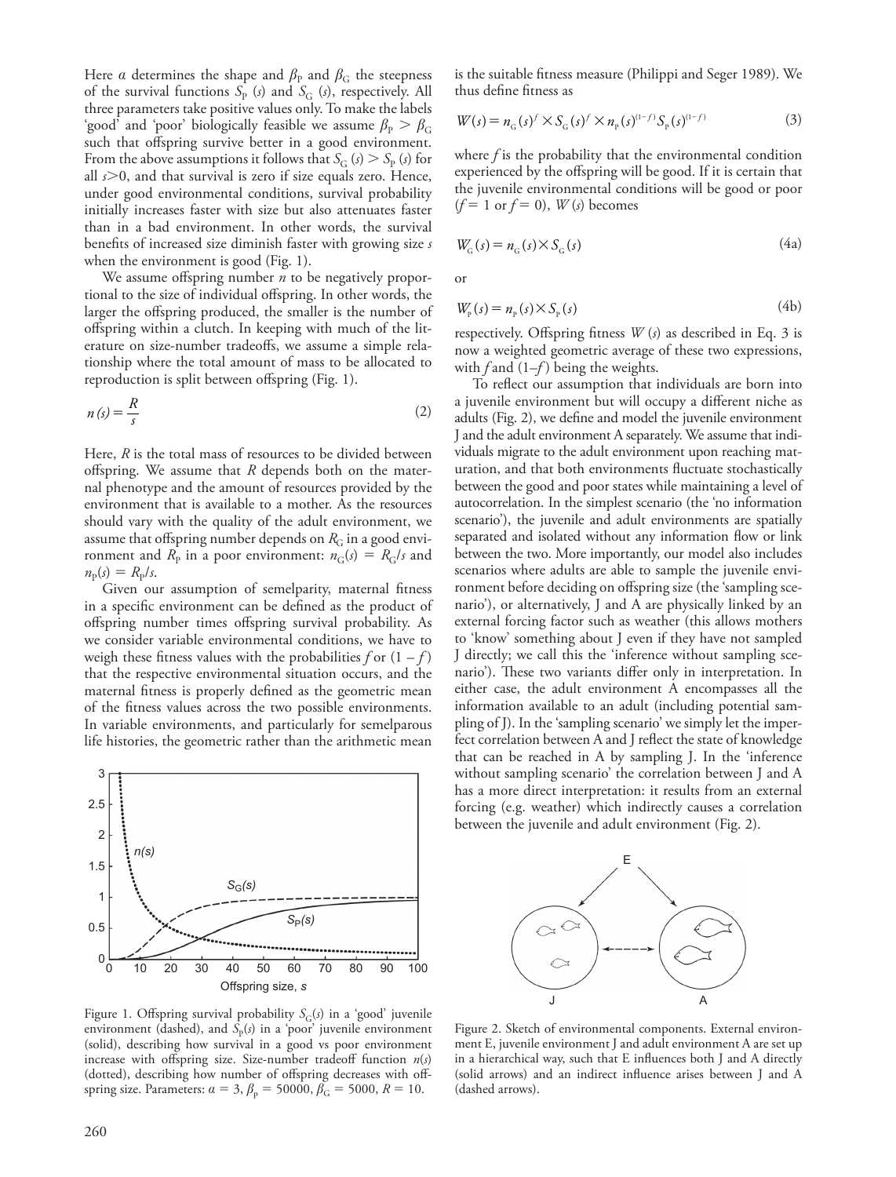Here $\alpha$ determines the shape and $\beta_P$ and $\beta_G$ the steepness of the survival functions $S_P(s)$ and $S_G(s)$, respectively. All three parameters take positive values only. To make the labels 'good' and 'poor' biologically feasible we assume $\beta_P > \beta_G$ such that offspring survive better in a good environment. From the above assumptions it follows that $S_G(s) > S_P(s)$ for all $s>0$, and that survival is zero if size equals zero. Hence, under good environmental conditions, survival probability initially increases faster with size but also attenuates faster than in a bad environment. In other words, the survival benefits of increased size diminish faster with growing size $s$ when the environment is good (Fig. 1).

We assume offspring number $n$ to be negatively proportional to the size of individual offspring. In other words, the larger the offspring produced, the smaller is the number of offspring within a clutch. In keeping with much of the literature on size-number tradeoffs, we assume a simple relationship where the total amount of mass to be allocated to reproduction is split between offspring (Fig. 1).

$$n(s) = \frac{R}{s} \tag{2}$$

Here, $R$ is the total mass of resources to be divided between offspring. We assume that $R$ depends both on the maternal phenotype and the amount of resources provided by the environment that is available to a mother. As the resources should vary with the quality of the adult environment, we assume that offspring number depends on $R_G$ in a good environment and $R_P$ in a poor environment: $n_G(s) = R_G/s$ and $n_P(s) = R_P/s$.

Given our assumption of semelparity, maternal fitness in a specific environment can be defined as the product of offspring number times offspring survival probability. As we consider variable environmental conditions, we have to weigh these fitness values with the probabilities $f$ or $(1 - f)$ that the respective environmental situation occurs, and the maternal fitness is properly defined as the geometric mean of the fitness values across the two possible environments. In variable environments, and particularly for semelparous life histories, the geometric rather than the arithmetic mean is the suitable fitness measure (Philippi and Seger 1989). We thus define fitness as

$$W(s) = n_G(s)^f \times S_G(s)^f \times n_P(s)^{(1-f)} S_P(s)^{(1-f)} \tag{3}$$

where $f$ is the probability that the environmental condition experienced by the offspring will be good. If it is certain that the juvenile environmental conditions will be good or poor ($f = 1$ or $f = 0$), $W(s)$ becomes

$$W_G(s) = n_G(s) \times S_G(s) \tag{4a}$$

or

$$W_P(s) = n_P(s) \times S_P(s) \tag{4b}$$

respectively. Offspring fitness $W(s)$ as described in Eq. 3 is now a weighted geometric average of these two expressions, with $f$ and $(1-f)$ being the weights.

Figure 1. Offspring survival probability $S_G(s)$ in a 'good' juvenile environment (dashed), and $S_P(s)$ in a 'poor' juvenile environment (solid), describing how survival in a good vs poor environment increase with offspring size. Size-number tradeoff function $n(s)$ (dotted), describing how number of offspring decreases with offspring size. Parameters: $\alpha = 3$, $\beta_P = 50000$, $\beta_G = 5000$, $R = 10$.

To reflect our assumption that individuals are born into a juvenile environment but will occupy a different niche as adults (Fig. 2), we define and model the juvenile environment J and the adult environment A separately. We assume that individuals migrate to the adult environment upon reaching maturation, and that both environments fluctuate stochastically between the good and poor states while maintaining a level of autocorrelation. In the simplest scenario (the 'no information scenario'), the juvenile and adult environments are spatially separated and isolated without any information flow or link between the two. More importantly, our model also includes scenarios where adults are able to sample the juvenile environment before deciding on offspring size (the 'sampling scenario'), or alternatively, J and A are physically linked by an external forcing factor such as weather (this allows mothers to 'know' something about J even if they have not sampled J directly; we call this the 'inference without sampling scenario'). These two variants differ only in interpretation. In either case, the adult environment A encompasses all the information available to an adult (including potential sampling of J). In the 'sampling scenario' we simply let the imperfect correlation between A and J reflect the state of knowledge that can be reached in A by sampling J. In the 'inference without sampling scenario' the correlation between J and A has a more direct interpretation: it results from an external forcing (e.g. weather) which indirectly causes a correlation between the juvenile and adult environment (Fig. 2).

Figure 2. Sketch of environmental components. External environment E, juvenile environment J and adult environment A are set up in a hierarchical way, such that E influences both J and A directly (solid arrows) and an indirect influence arises between J and A (dashed arrows).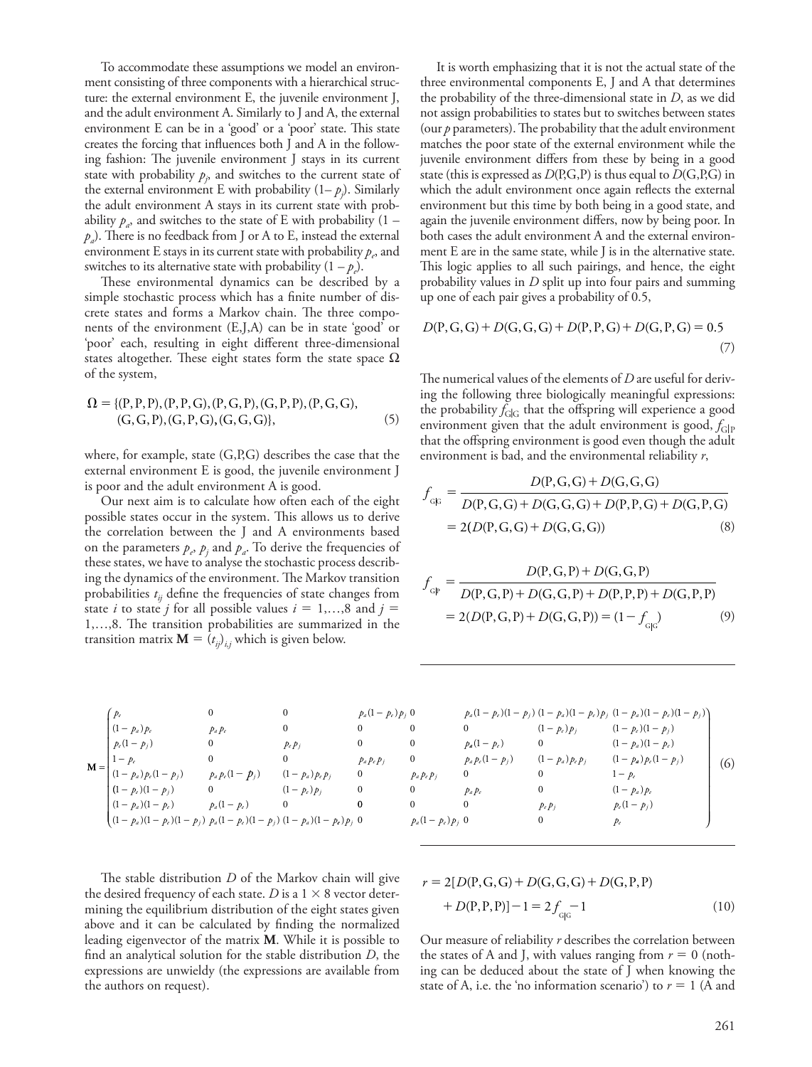To accommodate these assumptions we model an environment consisting of three components with a hierarchical structure: the external environment E, the juvenile environment J, and the adult environment A. Similarly to J and A, the external environment E can be in a 'good' or a 'poor' state. This state creates the forcing that influences both J and A in the following fashion: The juvenile environment J stays in its current state with probability $p_j$, and switches to the current state of the external environment E with probability $(1-p_j)$. Similarly the adult environment A stays in its current state with probability $p_a$, and switches to the state of E with probability $(1-p_a)$. There is no feedback from J or A to E, instead the external environment E stays in its current state with probability $p_e$, and switches to its alternative state with probability $(1-p_e)$.

These environmental dynamics can be described by a simple stochastic process which has a finite number of discrete states and forms a Markov chain. The three components of the environment (E,J,A) can be in state 'good' or 'poor' each, resulting in eight different three-dimensional states altogether. These eight states form the state space $\Omega$ of the system,

$$\Omega = \{(\mathrm{P,P,P}),(\mathrm{P,P,G}),(\mathrm{P,G,P}),(\mathrm{G,P,P}),(\mathrm{P,G,G}),(\mathrm{G,G,P}),(\mathrm{G,P,G}),(\mathrm{G,G,G})\}, \tag{5}$$

where, for example, state (G,P,G) describes the case that the external environment E is good, the juvenile environment J is poor and the adult environment A is good.

Our next aim is to calculate how often each of the eight possible states occur in the system. This allows us to derive the correlation between the J and A environments based on the parameters $p_e$, $p_j$ and $p_a$. To derive the frequencies of these states, we have to analyse the stochastic process describing the dynamics of the environment. The Markov transition probabilities $t_{ij}$ define the frequencies of state changes from state $i$ to state $j$ for all possible values $i = 1,\ldots,8$ and $j = 1,\ldots,8$. The transition probabilities are summarized in the transition matrix $\mathbf{M} = (t_{ij})_{i,j}$ which is given below.

It is worth emphasizing that it is not the actual state of the three environmental components E, J and A that determines the probability of the three-dimensional state in $D$, as we did not assign probabilities to states but to switches between states (our $p$ parameters). The probability that the adult environment matches the poor state of the external environment while the juvenile environment differs from these by being in a good state (this is expressed as $D$(P,G,P) is thus equal to $D$(G,P,G) in which the adult environment once again reflects the external environment but this time by both being in a good state, and again the juvenile environment differs, now by being poor. In both cases the adult environment A and the external environment E are in the same state, while J is in the alternative state. This logic applies to all such pairings, and hence, the eight probability values in $D$ split up into four pairs and summing up one of each pair gives a probability of 0.5,

$$D(\mathrm{P,G,G}) + D(\mathrm{G,G,G}) + D(\mathrm{P,P,G}) + D(\mathrm{G,P,G}) = 0.5 \tag{7}$$

The numerical values of the elements of $D$ are useful for deriving the following three biologically meaningful expressions: the probability $f_{G|G}$ that the offspring will experience a good environment given that the adult environment is good, $f_{G|P}$ that the offspring environment is good even though the adult environment is bad, and the environmental reliability $r$,

$$\begin{aligned} f_{G|G} &= \frac{D(\mathrm{P,G,G}) + D(\mathrm{G,G,G})}{D(\mathrm{P,G,G}) + D(\mathrm{G,G,G}) + D(\mathrm{P,P,G}) + D(\mathrm{G,P,G})} \\ &= 2(D(\mathrm{P,G,G}) + D(\mathrm{G,G,G})) \end{aligned} \tag{8}$$

$$\begin{aligned} f_{G|P} &= \frac{D(\mathrm{P,G,P}) + D(\mathrm{G,G,P})}{D(\mathrm{P,G,P}) + D(\mathrm{G,G,P}) + D(\mathrm{P,P,P}) + D(\mathrm{G,P,P})} \\ &= 2(D(\mathrm{P,G,P}) + D(\mathrm{G,G,P})) = (1 - f_{G|G}) \end{aligned} \tag{9}$$

$$\mathbf{M} = \begin{pmatrix} p_e & 0 & 0 & p_a(1-p_e)p_j & 0 & p_a(1-p_e)(1-p_j) & (1-p_a)(1-p_e)p_j & (1-p_a)(1-p_e)(1-p_j) \\ (1-p_a)p_e & p_a p_e & 0 & 0 & 0 & 0 & (1-p_e)p_j & (1-p_e)(1-p_j) \\ p_e(1-p_j) & 0 & p_e p_j & 0 & 0 & p_a(1-p_e) & 0 & (1-p_a)(1-p_e) \\ 1-p_e & 0 & 0 & p_a p_e p_j & 0 & p_a p_e(1-p_j) & (1-p_a)p_e p_j & (1-p_a)p_e(1-p_j) \\ (1-p_a)p_e(1-p_j) & p_a p_e(1-p_j) & (1-p_a)p_e p_j & 0 & p_a p_e p_j & 0 & 0 & 1-p_e \\ (1-p_e)(1-p_j) & 0 & (1-p_e)p_j & 0 & 0 & p_a p_e & 0 & (1-p_a)p_e \\ (1-p_a)(1-p_e) & p_a(1-p_e) & 0 & 0 & 0 & 0 & p_e p_j & p_e(1-p_j) \\ (1-p_a)(1-p_e)(1-p_j) & p_a(1-p_e)(1-p_j) & (1-p_a)(1-p_e)p_j & 0 & p_a(1-p_e)p_j & 0 & 0 & p_e \end{pmatrix} \tag{6}$$

The stable distribution $D$ of the Markov chain will give the desired frequency of each state. $D$ is a $1 \times 8$ vector determining the equilibrium distribution of the eight states given above and it can be calculated by finding the normalized leading eigenvector of the matrix $\mathbf{M}$. While it is possible to find an analytical solution for the stable distribution $D$, the expressions are unwieldy (the expressions are available from the authors on request).

$$\begin{aligned} r &= 2[D(\mathrm{P,G,G}) + D(\mathrm{G,G,G}) + D(\mathrm{G,P,P}) \\ &\quad + D(\mathrm{P,P,P})] - 1 = 2f_{G|G} - 1 \end{aligned} \tag{10}$$

Our measure of reliability $r$ describes the correlation between the states of A and J, with values ranging from $r = 0$ (nothing can be deduced about the state of J when knowing the state of A, i.e. the 'no information scenario') to $r = 1$ (A and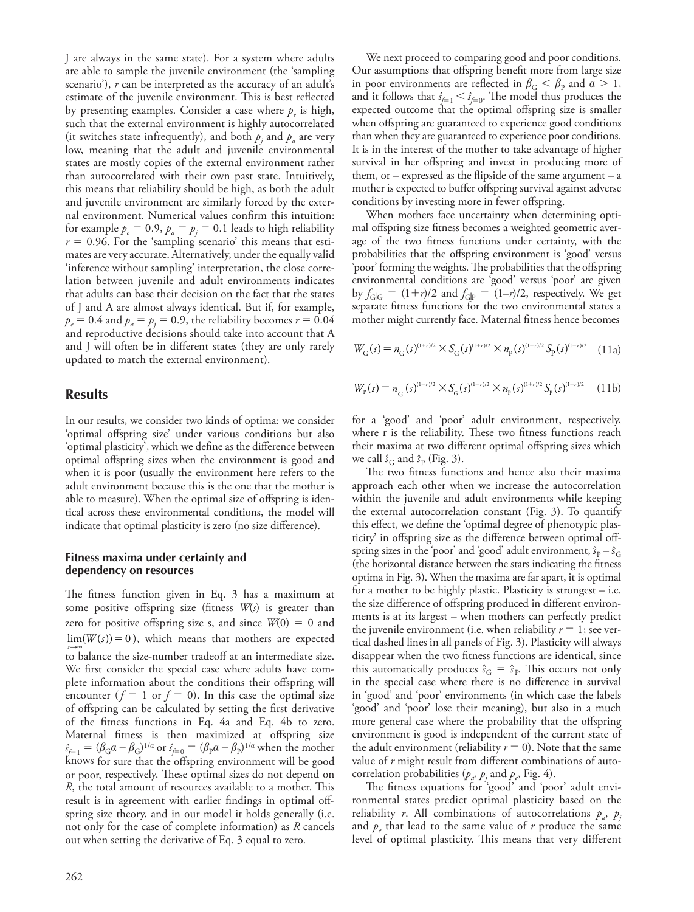J are always in the same state). For a system where adults are able to sample the juvenile environment (the 'sampling scenario'), $r$ can be interpreted as the accuracy of an adult's estimate of the juvenile environment. This is best reflected by presenting examples. Consider a case where $p_e$ is high, such that the external environment is highly autocorrelated (it switches state infrequently), and both $p_j$ and $p_a$ are very low, meaning that the adult and juvenile environmental states are mostly copies of the external environment rather than autocorrelated with their own past state. Intuitively, this means that reliability should be high, as both the adult and juvenile environment are similarly forced by the external environment. Numerical values confirm this intuition: for example $p_e = 0.9$, $p_a = p_j = 0.1$ leads to high reliability $r = 0.96$. For the 'sampling scenario' this means that estimates are very accurate. Alternatively, under the equally valid 'inference without sampling' interpretation, the close correlation between juvenile and adult environments indicates that adults can base their decision on the fact that the states of J and A are almost always identical. But if, for example, $p_e = 0.4$ and $p_a = p_j = 0.9$, the reliability becomes $r = 0.04$ and reproductive decisions should take into account that A and J will often be in different states (they are only rarely updated to match the external environment).

## Results

In our results, we consider two kinds of optima: we consider 'optimal offspring size' under various conditions but also 'optimal plasticity', which we define as the difference between optimal offspring sizes when the environment is good and when it is poor (usually the environment here refers to the adult environment because this is the one that the mother is able to measure). When the optimal size of offspring is identical across these environmental conditions, the model will indicate that optimal plasticity is zero (no size difference).

### Fitness maxima under certainty and dependency on resources

The fitness function given in Eq. 3 has a maximum at some positive offspring size (fitness $W(s)$ is greater than zero for positive offspring size s, and since $W(0) = 0$ and $\lim_{s\to\infty}(W(s)) = 0$), which means that mothers are expected to balance the size-number tradeoff at an intermediate size. We first consider the special case where adults have complete information about the conditions their offspring will encounter ($f = 1$ or $f = 0$). In this case the optimal size of offspring can be calculated by setting the first derivative of the fitness functions in Eq. 4a and Eq. 4b to zero. Maternal fitness is then maximized at offspring size $\hat{s}_{f=1} = (\beta_G a - \beta_G)^{1/a}$ or $\hat{s}_{f=0} = (\beta_P a - \beta_P)^{1/a}$ when the mother knows for sure that the offspring environment will be good or poor, respectively. These optimal sizes do not depend on $R$, the total amount of resources available to a mother. This result is in agreement with earlier findings in optimal offspring size theory, and in our model it holds generally (i.e. not only for the case of complete information) as $R$ cancels out when setting the derivative of Eq. 3 equal to zero.

We next proceed to comparing good and poor conditions. Our assumptions that offspring benefit more from large size in poor environments are reflected in $\beta_G < \beta_P$ and $a > 1$, and it follows that $\hat{s}_{f=1} < \hat{s}_{f=0}$. The model thus produces the expected outcome that the optimal offspring size is smaller when offspring are guaranteed to experience good conditions than when they are guaranteed to experience poor conditions. It is in the interest of the mother to take advantage of higher survival in her offspring and invest in producing more of them, or – expressed as the flipside of the same argument – a mother is expected to buffer offspring survival against adverse conditions by investing more in fewer offspring.

When mothers face uncertainty when determining optimal offspring size fitness becomes a weighted geometric average of the two fitness functions under certainty, with the probabilities that the offspring environment is 'good' versus 'poor' forming the weights. The probabilities that the offspring environmental conditions are 'good' versus 'poor' are given by $f_{G|G} = (1+r)/2$ and $f_{G|P} = (1-r)/2$, respectively. We get separate fitness functions for the two environmental states a mother might currently face. Maternal fitness hence becomes

$$W_G(s) = n_G(s)^{(1+r)/2} \times S_G(s)^{(1+r)/2} \times n_P(s)^{(1-r)/2} S_P(s)^{(1-r)/2} \quad (11a)$$

$$W_P(s) = n_G(s)^{(1-r)/2} \times S_G(s)^{(1-r)/2} \times n_P(s)^{(1+r)/2} S_P(s)^{(1+r)/2} \quad (11b)$$

for a 'good' and 'poor' adult environment, respectively, where r is the reliability. These two fitness functions reach their maxima at two different optimal offspring sizes which we call $\hat{s}_G$ and $\hat{s}_P$ (Fig. 3).

The two fitness functions and hence also their maxima approach each other when we increase the autocorrelation within the juvenile and adult environments while keeping the external autocorrelation constant (Fig. 3). To quantify this effect, we define the 'optimal degree of phenotypic plasticity' in offspring size as the difference between optimal offspring sizes in the 'poor' and 'good' adult environment, $\hat{s}_P - \hat{s}_G$ (the horizontal distance between the stars indicating the fitness optima in Fig. 3). When the maxima are far apart, it is optimal for a mother to be highly plastic. Plasticity is strongest – i.e. the size difference of offspring produced in different environments is at its largest – when mothers can perfectly predict the juvenile environment (i.e. when reliability $r = 1$; see vertical dashed lines in all panels of Fig. 3). Plasticity will always disappear when the two fitness functions are identical, since this automatically produces $\hat{s}_G = \hat{s}_P$. This occurs not only in the special case where there is no difference in survival in 'good' and 'poor' environments (in which case the labels 'good' and 'poor' lose their meaning), but also in a much more general case where the probability that the offspring environment is good is independent of the current state of the adult environment (reliability $r = 0$). Note that the same value of $r$ might result from different combinations of autocorrelation probabilities ($p_a$, $p_j$ and $p_e$, Fig. 4).

The fitness equations for 'good' and 'poor' adult environmental states predict optimal plasticity based on the reliability $r$. All combinations of autocorrelations $p_a$, $p_j$ and $p_e$ that lead to the same value of $r$ produce the same level of optimal plasticity. This means that very different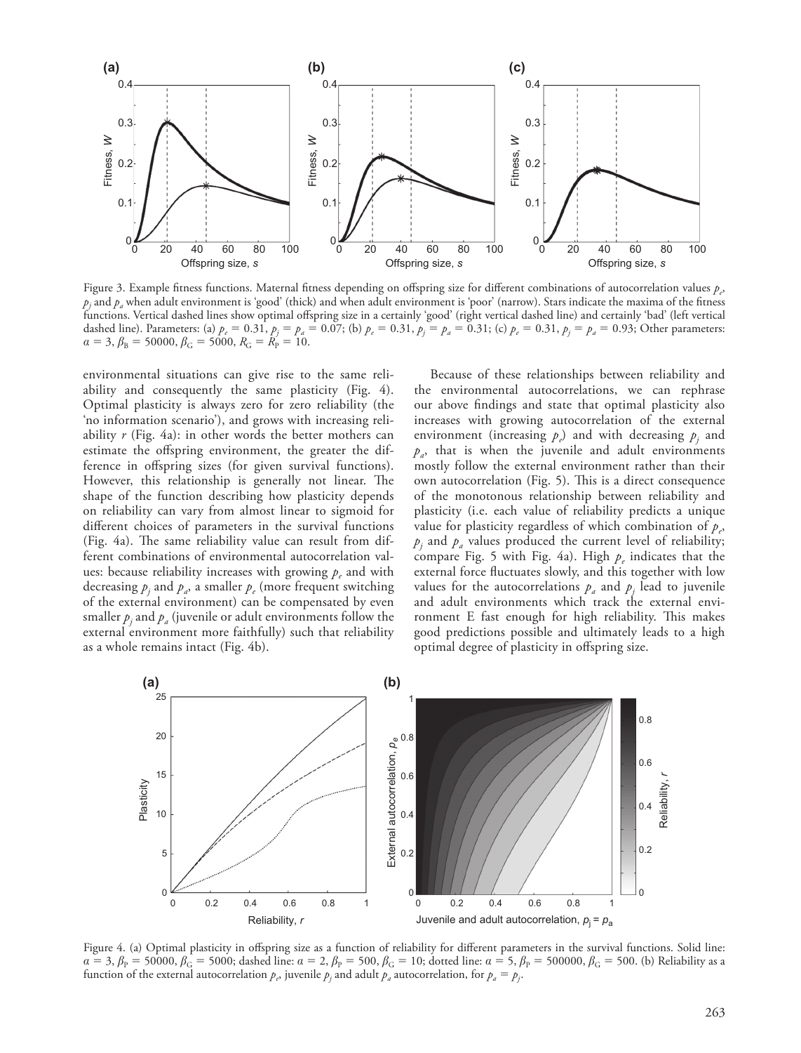Figure 3. Example fitness functions. Maternal fitness depending on offspring size for different combinations of autocorrelation values $p_e$, $p_j$ and $p_a$ when adult environment is 'good' (thick) and when adult environment is 'poor' (narrow). Stars indicate the maxima of the fitness functions. Vertical dashed lines show optimal offspring size in a certainly 'good' (right vertical dashed line) and certainly 'bad' (left vertical dashed line). Parameters: (a) $p_e = 0.31$, $p_j = p_a = 0.07$; (b) $p_e = 0.31$, $p_j = p_a = 0.31$; (c) $p_e = 0.31$, $p_j = p_a = 0.93$; Other parameters: $\alpha = 3$, $\beta_B = 50000$, $\beta_G = 5000$, $R_G = R_P = 10$.

environmental situations can give rise to the same reliability and consequently the same plasticity (Fig. 4). Optimal plasticity is always zero for zero reliability (the 'no information scenario'), and grows with increasing reliability $r$ (Fig. 4a): in other words the better mothers can estimate the offspring environment, the greater the difference in offspring sizes (for given survival functions). However, this relationship is generally not linear. The shape of the function describing how plasticity depends on reliability can vary from almost linear to sigmoid for different choices of parameters in the survival functions (Fig. 4a). The same reliability value can result from different combinations of environmental autocorrelation values: because reliability increases with growing $p_e$ and with decreasing $p_j$ and $p_a$, a smaller $p_e$ (more frequent switching of the external environment) can be compensated by even smaller $p_j$ and $p_a$ (juvenile or adult environments follow the external environment more faithfully) such that reliability as a whole remains intact (Fig. 4b).

Because of these relationships between reliability and the environmental autocorrelations, we can rephrase our above findings and state that optimal plasticity also increases with growing autocorrelation of the external environment (increasing $p_e$) and with decreasing $p_j$ and $p_a$, that is when the juvenile and adult environments mostly follow the external environment rather than their own autocorrelation (Fig. 5). This is a direct consequence of the monotonous relationship between reliability and plasticity (i.e. each value of reliability predicts a unique value for plasticity regardless of which combination of $p_e$, $p_j$ and $p_a$ values produced the current level of reliability; compare Fig. 5 with Fig. 4a). High $p_e$ indicates that the external force fluctuates slowly, and this together with low values for the autocorrelations $p_a$ and $p_j$ lead to juvenile and adult environments which track the external environment E fast enough for high reliability. This makes good predictions possible and ultimately leads to a high optimal degree of plasticity in offspring size.

Figure 4. (a) Optimal plasticity in offspring size as a function of reliability for different parameters in the survival functions. Solid line: $\alpha = 3$, $\beta_P = 50000$, $\beta_G = 5000$; dashed line: $\alpha = 2$, $\beta_P = 500$, $\beta_G = 10$; dotted line: $\alpha = 5$, $\beta_P = 500000$, $\beta_G = 500$. (b) Reliability as a function of the external autocorrelation $p_e$, juvenile $p_j$ and adult $p_a$ autocorrelation, for $p_a = p_j$.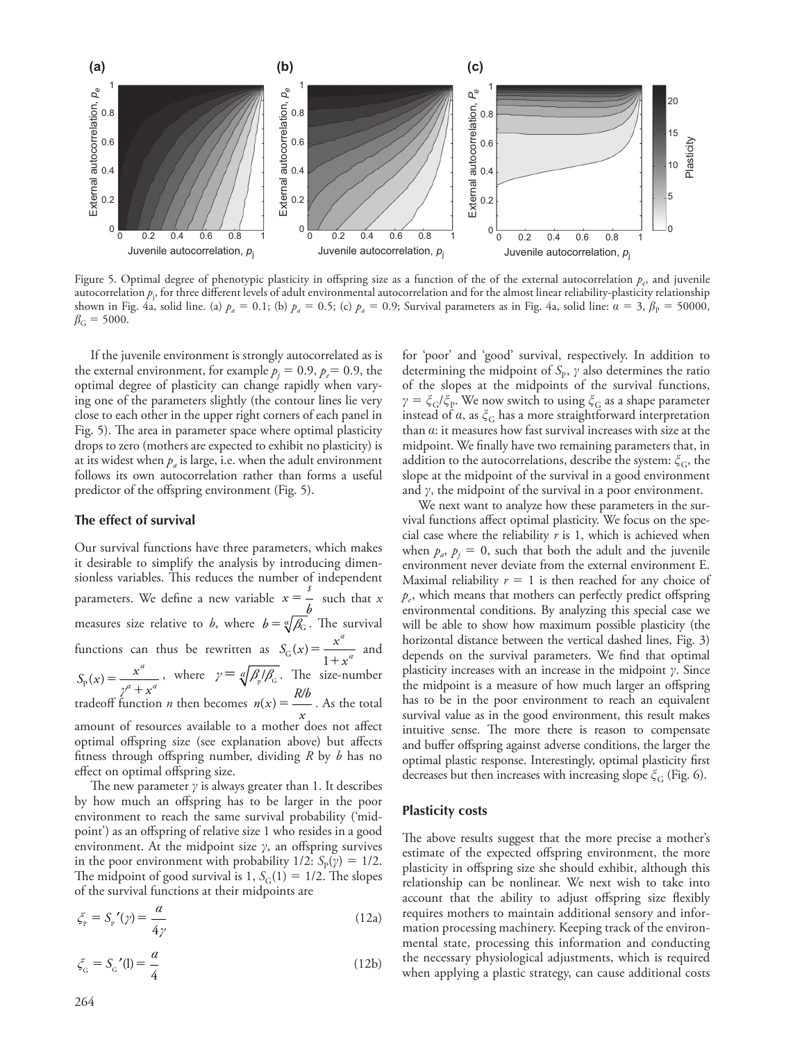Figure 5. Optimal degree of phenotypic plasticity in offspring size as a function of the of the external autocorrelation $p_e$, and juvenile autocorrelation $p_j$, for three different levels of adult environmental autocorrelation and for the almost linear reliability-plasticity relationship shown in Fig. 4a, solid line. (a) $p_a = 0.1$; (b) $p_a = 0.5$; (c) $p_a = 0.9$; Survival parameters as in Fig. 4a, solid line: $a = 3$, $\beta_P = 50000$, $\beta_G = 5000$.

If the juvenile environment is strongly autocorrelated as is the external environment, for example $p_j = 0.9$, $p_e = 0.9$, the optimal degree of plasticity can change rapidly when varying one of the parameters slightly (the contour lines lie very close to each other in the upper right corners of each panel in Fig. 5). The area in parameter space where optimal plasticity drops to zero (mothers are expected to exhibit no plasticity) is at its widest when $p_a$ is large, i.e. when the adult environment follows its own autocorrelation rather than forms a useful predictor of the offspring environment (Fig. 5).

### The effect of survival

Our survival functions have three parameters, which makes it desirable to simplify the analysis by introducing dimensionless variables. This reduces the number of independent parameters. We define a new variable $x = \frac{s}{b}$ such that $x$ measures size relative to $b$, where $b = \sqrt[a]{\beta_G}$. The survival functions can thus be rewritten as $S_G(x) = \frac{x^a}{1 + x^a}$ and $S_P(x) = \frac{x^a}{\gamma^a + x^a}$, where $\gamma = \sqrt[a]{\beta_P/\beta_G}$. The size-number tradeoff function $n$ then becomes $n(x) = \frac{R/b}{x}$. As the total amount of resources available to a mother does not affect optimal offspring size (see explanation above) but affects fitness through offspring number, dividing $R$ by $b$ has no effect on optimal offspring size.

The new parameter $\gamma$ is always greater than 1. It describes by how much an offspring has to be larger in the poor environment to reach the same survival probability ('midpoint') as an offspring of relative size 1 who resides in a good environment. At the midpoint size $\gamma$, an offspring survives in the poor environment with probability 1/2: $S_P(\gamma) = 1/2$. The midpoint of good survival is 1, $S_G(1) = 1/2$. The slopes of the survival functions at their midpoints are

$$\xi_P = S_P'(\gamma) = \frac{a}{4\gamma} \tag{12a}$$

$$\xi_G = S_G'(1) = \frac{a}{4} \tag{12b}$$

for 'poor' and 'good' survival, respectively. In addition to determining the midpoint of $S_P$, $\gamma$ also determines the ratio of the slopes at the midpoints of the survival functions, $\gamma = \xi_G/\xi_P$. We now switch to using $\xi_G$ as a shape parameter instead of $a$, as $\xi_G$ has a more straightforward interpretation than $a$: it measures how fast survival increases with size at the midpoint. We finally have two remaining parameters that, in addition to the autocorrelations, describe the system: $\xi_G$, the slope at the midpoint of the survival in a good environment and $\gamma$, the midpoint of the survival in a poor environment.

We next want to analyze how these parameters in the survival functions affect optimal plasticity. We focus on the special case where the reliability $r$ is 1, which is achieved when when $p_a$, $p_j = 0$, such that both the adult and the juvenile environment never deviate from the external environment E. Maximal reliability $r = 1$ is then reached for any choice of $p_e$, which means that mothers can perfectly predict offspring environmental conditions. By analyzing this special case we will be able to show how maximum possible plasticity (the horizontal distance between the vertical dashed lines, Fig. 3) depends on the survival parameters. We find that optimal plasticity increases with an increase in the midpoint $\gamma$. Since the midpoint is a measure of how much larger an offspring has to be in the poor environment to reach an equivalent survival value as in the good environment, this result makes intuitive sense. The more there is reason to compensate and buffer offspring against adverse conditions, the larger the optimal plastic response. Interestingly, optimal plasticity first decreases but then increases with increasing slope $\xi_G$ (Fig. 6).

### Plasticity costs

The above results suggest that the more precise a mother's estimate of the expected offspring environment, the more plasticity in offspring size she should exhibit, although this relationship can be nonlinear. We next wish to take into account that the ability to adjust offspring size flexibly requires mothers to maintain additional sensory and information processing machinery. Keeping track of the environmental state, processing this information and conducting the necessary physiological adjustments, which is required when applying a plastic strategy, can cause additional costs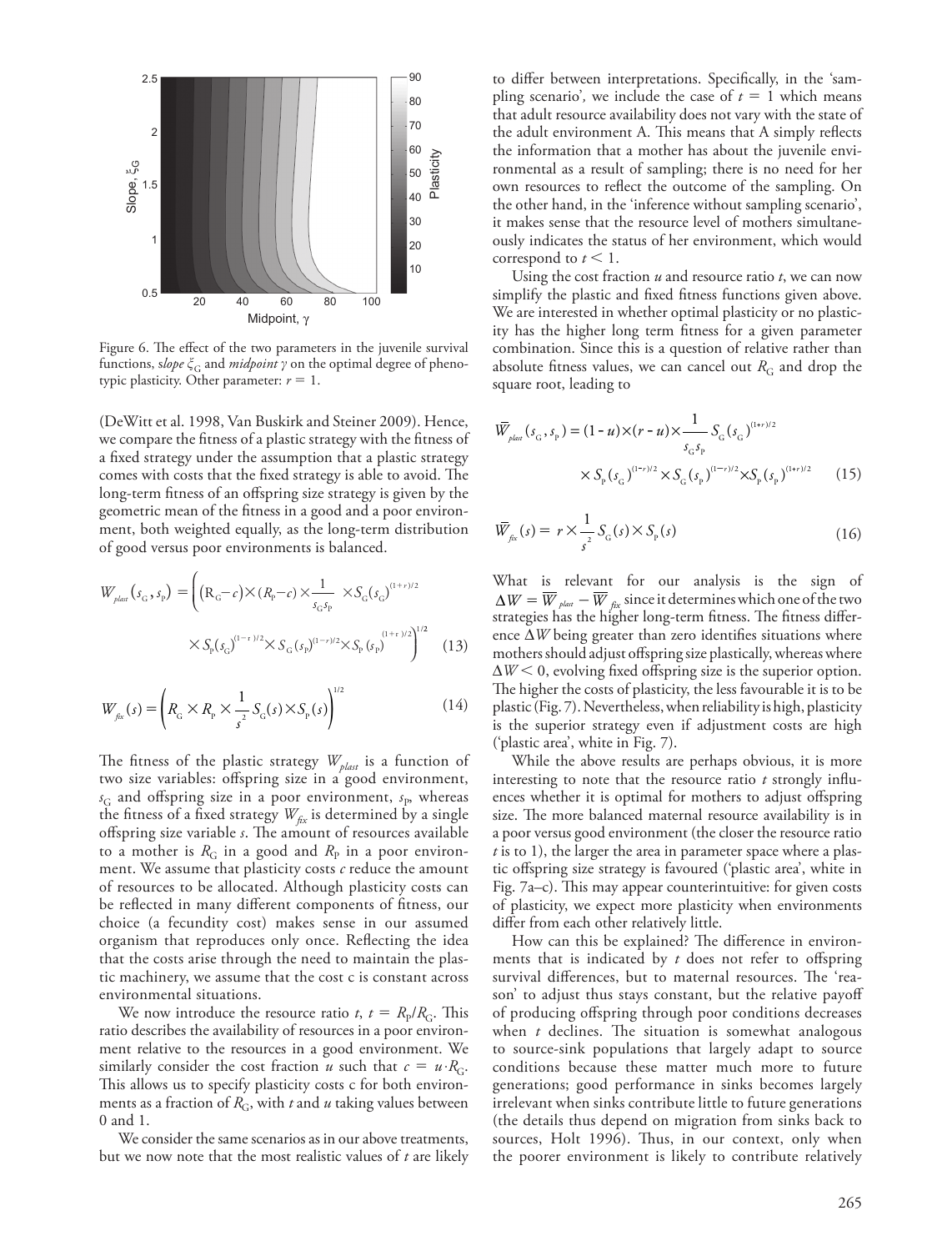Figure 6. The effect of the two parameters in the juvenile survival functions, *slope* $\xi_G$ and *midpoint* $\gamma$ on the optimal degree of phenotypic plasticity. Other parameter: $r = 1$.

(DeWitt et al. 1998, Van Buskirk and Steiner 2009). Hence, we compare the fitness of a plastic strategy with the fitness of a fixed strategy under the assumption that a plastic strategy comes with costs that the fixed strategy is able to avoid. The long-term fitness of an offspring size strategy is given by the geometric mean of the fitness in a good and a poor environment, both weighted equally, as the long-term distribution of good versus poor environments is balanced.

$$W_{plast}(s_G, s_P) = \left( (R_G - c) \times (R_P - c) \times \frac{1}{s_G s_P} \times S_G(s_G)^{(1+r)/2} \times S_P(s_G)^{(1-r)/2} \times S_G(s_P)^{(1-r)/2} \times S_P(s_P)^{(1+r)/2} \right)^{1/2} \quad (13)$$

$$W_{fix}(s) = \left( R_G \times R_P \times \frac{1}{s^2} S_G(s) \times S_P(s) \right)^{1/2} \quad (14)$$

The fitness of the plastic strategy $W_{plast}$ is a function of two size variables: offspring size in a good environment, $s_G$ and offspring size in a poor environment, $s_P$, whereas the fitness of a fixed strategy $W_{fix}$ is determined by a single offspring size variable $s$. The amount of resources available to a mother is $R_G$ in a good and $R_P$ in a poor environment. We assume that plasticity costs $c$ reduce the amount of resources to be allocated. Although plasticity costs can be reflected in many different components of fitness, our choice (a fecundity cost) makes sense in our assumed organism that reproduces only once. Reflecting the idea that the costs arise through the need to maintain the plastic machinery, we assume that the cost c is constant across environmental situations.

We now introduce the resource ratio $t$, $t = R_P/R_G$. This ratio describes the availability of resources in a poor environment relative to the resources in a good environment. We similarly consider the cost fraction $u$ such that $c = u \cdot R_G$. This allows us to specify plasticity costs c for both environments as a fraction of $R_G$, with $t$ and $u$ taking values between 0 and 1.

We consider the same scenarios as in our above treatments, but we now note that the most realistic values of $t$ are likely to differ between interpretations. Specifically, in the 'sampling scenario', we include the case of $t = 1$ which means that adult resource availability does not vary with the state of the adult environment A. This means that A simply reflects the information that a mother has about the juvenile environmental as a result of sampling; there is no need for her own resources to reflect the outcome of the sampling. On the other hand, in the 'inference without sampling scenario', it makes sense that the resource level of mothers simultaneously indicates the status of her environment, which would correspond to $t < 1$.

Using the cost fraction $u$ and resource ratio $t$, we can now simplify the plastic and fixed fitness functions given above. We are interested in whether optimal plasticity or no plasticity has the higher long term fitness for a given parameter combination. Since this is a question of relative rather than absolute fitness values, we can cancel out $R_G$ and drop the square root, leading to

$$\bar{W}_{plast}(s_G, s_P) = (1-u) \times (r-u) \times \frac{1}{s_G s_P} S_G(s_G)^{(1+r)/2} \times S_P(s_G)^{(1-r)/2} \times S_G(s_P)^{(1-r)/2} \times S_P(s_P)^{(1+r)/2} \quad (15)$$

$$\bar{W}_{fix}(s) = r \times \frac{1}{s^2} S_G(s) \times S_P(s) \quad (16)$$

What is relevant for our analysis is the sign of $\Delta W = \bar{W}_{plast} - \bar{W}_{fix}$ since it determines which one of the two strategies has the higher long-term fitness. The fitness difference $\Delta W$ being greater than zero identifies situations where mothers should adjust offspring size plastically, whereas where $\Delta W < 0$, evolving fixed offspring size is the superior option. The higher the costs of plasticity, the less favourable it is to be plastic (Fig. 7). Nevertheless, when reliability is high, plasticity is the superior strategy even if adjustment costs are high ('plastic area', white in Fig. 7).

While the above results are perhaps obvious, it is more interesting to note that the resource ratio $t$ strongly influences whether it is optimal for mothers to adjust offspring size. The more balanced maternal resource availability is in a poor versus good environment (the closer the resource ratio $t$ is to 1), the larger the area in parameter space where a plastic offspring size strategy is favoured ('plastic area', white in Fig. 7a–c). This may appear counterintuitive: for given costs of plasticity, we expect more plasticity when environments differ from each other relatively little.

How can this be explained? The difference in environments that is indicated by $t$ does not refer to offspring survival differences, but to maternal resources. The 'reason' to adjust thus stays constant, but the relative payoff of producing offspring through poor conditions decreases when $t$ declines. The situation is somewhat analogous to source-sink populations that largely adapt to source conditions because these matter much more to future generations; good performance in sinks becomes largely irrelevant when sinks contribute little to future generations (the details thus depend on migration from sinks back to sources, Holt 1996). Thus, in our context, only when the poorer environment is likely to contribute relatively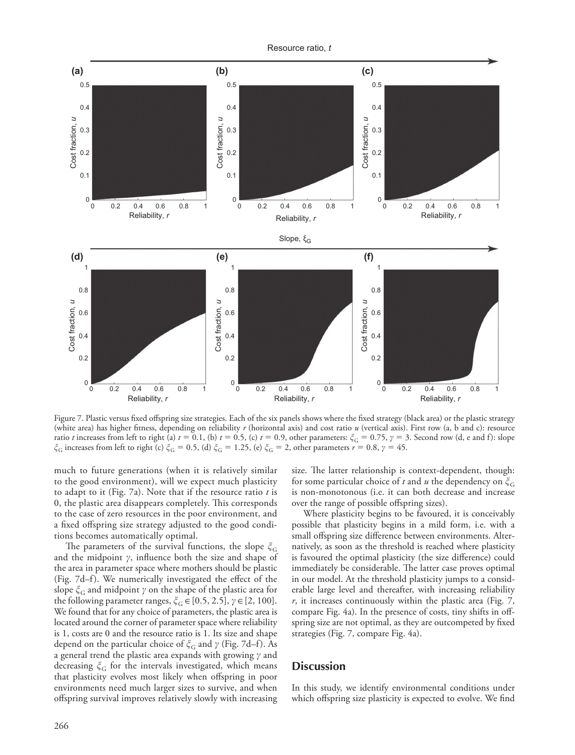Figure 7. Plastic versus fixed offspring size strategies. Each of the six panels shows where the fixed strategy (black area) or the plastic strategy (white area) has higher fitness, depending on reliability $r$ (horizontal axis) and cost ratio $u$ (vertical axis). First row (a, b and c): resource ratio $t$ increases from left to right (a) $t = 0.1$, (b) $t = 0.5$, (c) $t = 0.9$, other parameters: $\xi_G = 0.75$, $\gamma = 3$. Second row (d, e and f): slope $\xi_G$ increases from left to right (c) $\xi_G = 0.5$, (d) $\xi_G = 1.25$, (e) $\xi_G = 2$, other parameters $r = 0.8$, $\gamma = 45$.

much to future generations (when it is relatively similar to the good environment), will we expect much plasticity to adapt to it (Fig. 7a). Note that if the resource ratio $t$ is 0, the plastic area disappears completely. This corresponds to the case of zero resources in the poor environment, and a fixed offspring size strategy adjusted to the good conditions becomes automatically optimal.

The parameters of the survival functions, the slope $\xi_G$ and the midpoint $\gamma$, influence both the size and shape of the area in parameter space where mothers should be plastic (Fig. 7d–f). We numerically investigated the effect of the slope $\xi_G$ and midpoint $\gamma$ on the shape of the plastic area for the following parameter ranges, $\xi_G \in [0.5, 2.5]$, $\gamma \in [2, 100]$. We found that for any choice of parameters, the plastic area is located around the corner of parameter space where reliability is 1, costs are 0 and the resource ratio is 1. Its size and shape depend on the particular choice of $\xi_G$ and $\gamma$ (Fig. 7d–f). As a general trend the plastic area expands with growing $\gamma$ and decreasing $\xi_G$ for the intervals investigated, which means that plasticity evolves most likely when offspring in poor environments need much larger sizes to survive, and when offspring survival improves relatively slowly with increasing size. The latter relationship is context-dependent, though: for some particular choice of $t$ and $u$ the dependency on $\xi_G$ is non-monotonous (i.e. it can both decrease and increase over the range of possible offspring sizes).

Where plasticity begins to be favoured, it is conceivably possible that plasticity begins in a mild form, i.e. with a small offspring size difference between environments. Alternatively, as soon as the threshold is reached where plasticity is favoured the optimal plasticity (the size difference) could immediately be considerable. The latter case proves optimal in our model. At the threshold plasticity jumps to a considerable large level and thereafter, with increasing reliability $r$, it increases continuously within the plastic area (Fig. 7, compare Fig. 4a). In the presence of costs, tiny shifts in offspring size are not optimal, as they are outcompeted by fixed strategies (Fig. 7, compare Fig. 4a).

## Discussion

In this study, we identify environmental conditions under which offspring size plasticity is expected to evolve. We find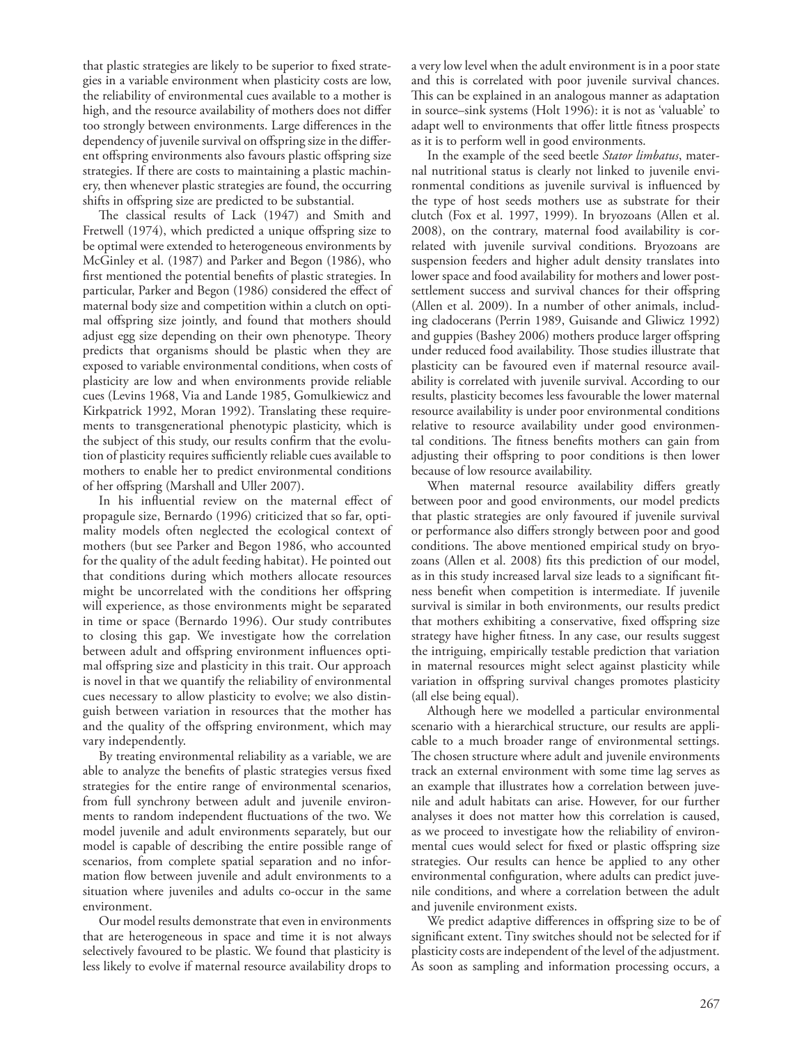that plastic strategies are likely to be superior to fixed strategies in a variable environment when plasticity costs are low, the reliability of environmental cues available to a mother is high, and the resource availability of mothers does not differ too strongly between environments. Large differences in the dependency of juvenile survival on offspring size in the different offspring environments also favours plastic offspring size strategies. If there are costs to maintaining a plastic machinery, then whenever plastic strategies are found, the occurring shifts in offspring size are predicted to be substantial.

The classical results of Lack (1947) and Smith and Fretwell (1974), which predicted a unique offspring size to be optimal were extended to heterogeneous environments by McGinley et al. (1987) and Parker and Begon (1986), who first mentioned the potential benefits of plastic strategies. In particular, Parker and Begon (1986) considered the effect of maternal body size and competition within a clutch on optimal offspring size jointly, and found that mothers should adjust egg size depending on their own phenotype. Theory predicts that organisms should be plastic when they are exposed to variable environmental conditions, when costs of plasticity are low and when environments provide reliable cues (Levins 1968, Via and Lande 1985, Gomulkiewicz and Kirkpatrick 1992, Moran 1992). Translating these requirements to transgenerational phenotypic plasticity, which is the subject of this study, our results confirm that the evolution of plasticity requires sufficiently reliable cues available to mothers to enable her to predict environmental conditions of her offspring (Marshall and Uller 2007).

In his influential review on the maternal effect of propagule size, Bernardo (1996) criticized that so far, optimality models often neglected the ecological context of mothers (but see Parker and Begon 1986, who accounted for the quality of the adult feeding habitat). He pointed out that conditions during which mothers allocate resources might be uncorrelated with the conditions her offspring will experience, as those environments might be separated in time or space (Bernardo 1996). Our study contributes to closing this gap. We investigate how the correlation between adult and offspring environment influences optimal offspring size and plasticity in this trait. Our approach is novel in that we quantify the reliability of environmental cues necessary to allow plasticity to evolve; we also distinguish between variation in resources that the mother has and the quality of the offspring environment, which may vary independently.

By treating environmental reliability as a variable, we are able to analyze the benefits of plastic strategies versus fixed strategies for the entire range of environmental scenarios, from full synchrony between adult and juvenile environments to random independent fluctuations of the two. We model juvenile and adult environments separately, but our model is capable of describing the entire possible range of scenarios, from complete spatial separation and no information flow between juvenile and adult environments to a situation where juveniles and adults co-occur in the same environment.

Our model results demonstrate that even in environments that are heterogeneous in space and time it is not always selectively favoured to be plastic. We found that plasticity is less likely to evolve if maternal resource availability drops to a very low level when the adult environment is in a poor state and this is correlated with poor juvenile survival chances. This can be explained in an analogous manner as adaptation in source–sink systems (Holt 1996): it is not as 'valuable' to adapt well to environments that offer little fitness prospects as it is to perform well in good environments.

In the example of the seed beetle *Stator limbatus*, maternal nutritional status is clearly not linked to juvenile environmental conditions as juvenile survival is influenced by the type of host seeds mothers use as substrate for their clutch (Fox et al. 1997, 1999). In bryozoans (Allen et al. 2008), on the contrary, maternal food availability is correlated with juvenile survival conditions. Bryozoans are suspension feeders and higher adult density translates into lower space and food availability for mothers and lower post-settlement success and survival chances for their offspring (Allen et al. 2009). In a number of other animals, including cladocerans (Perrin 1989, Guisande and Gliwicz 1992) and guppies (Bashey 2006) mothers produce larger offspring under reduced food availability. Those studies illustrate that plasticity can be favoured even if maternal resource availability is correlated with juvenile survival. According to our results, plasticity becomes less favourable the lower maternal resource availability is under poor environmental conditions relative to resource availability under good environmental conditions. The fitness benefits mothers can gain from adjusting their offspring to poor conditions is then lower because of low resource availability.

When maternal resource availability differs greatly between poor and good environments, our model predicts that plastic strategies are only favoured if juvenile survival or performance also differs strongly between poor and good conditions. The above mentioned empirical study on bryozoans (Allen et al. 2008) fits this prediction of our model, as in this study increased larval size leads to a significant fitness benefit when competition is intermediate. If juvenile survival is similar in both environments, our results predict that mothers exhibiting a conservative, fixed offspring size strategy have higher fitness. In any case, our results suggest the intriguing, empirically testable prediction that variation in maternal resources might select against plasticity while variation in offspring survival changes promotes plasticity (all else being equal).

Although here we modelled a particular environmental scenario with a hierarchical structure, our results are applicable to a much broader range of environmental settings. The chosen structure where adult and juvenile environments track an external environment with some time lag serves as an example that illustrates how a correlation between juvenile and adult habitats can arise. However, for our further analyses it does not matter how this correlation is caused, as we proceed to investigate how the reliability of environmental cues would select for fixed or plastic offspring size strategies. Our results can hence be applied to any other environmental configuration, where adults can predict juvenile conditions, and where a correlation between the adult and juvenile environment exists.

We predict adaptive differences in offspring size to be of significant extent. Tiny switches should not be selected for if plasticity costs are independent of the level of the adjustment. As soon as sampling and information processing occurs, a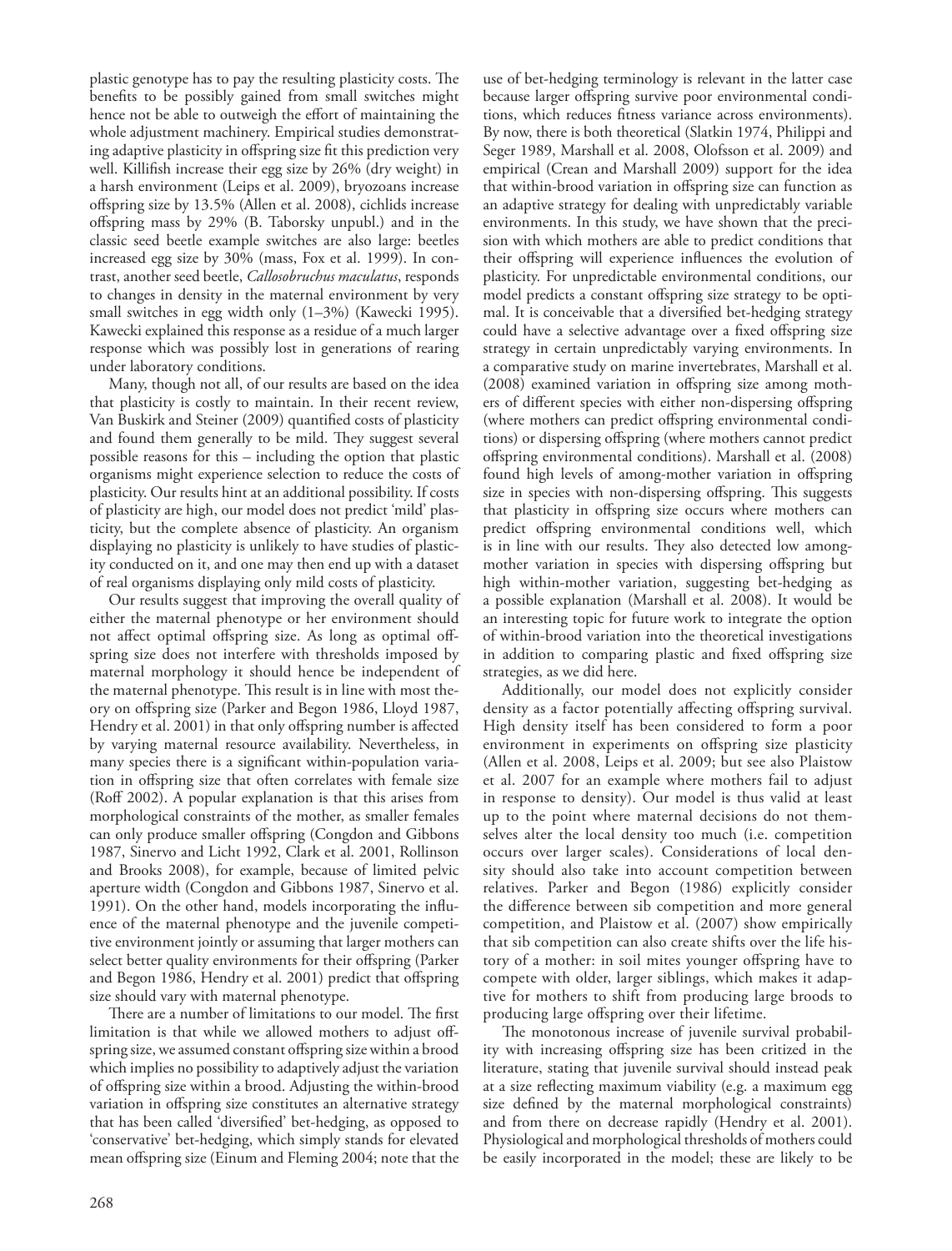plastic genotype has to pay the resulting plasticity costs. The benefits to be possibly gained from small switches might hence not be able to outweigh the effort of maintaining the whole adjustment machinery. Empirical studies demonstrating adaptive plasticity in offspring size fit this prediction very well. Killifish increase their egg size by 26% (dry weight) in a harsh environment (Leips et al. 2009), bryozoans increase offspring size by 13.5% (Allen et al. 2008), cichlids increase offspring mass by 29% (B. Taborsky unpubl.) and in the classic seed beetle example switches are also large: beetles increased egg size by 30% (mass, Fox et al. 1999). In contrast, another seed beetle, *Callosobruchus maculatus*, responds to changes in density in the maternal environment by very small switches in egg width only (1–3%) (Kawecki 1995). Kawecki explained this response as a residue of a much larger response which was possibly lost in generations of rearing under laboratory conditions.

Many, though not all, of our results are based on the idea that plasticity is costly to maintain. In their recent review, Van Buskirk and Steiner (2009) quantified costs of plasticity and found them generally to be mild. They suggest several possible reasons for this – including the option that plastic organisms might experience selection to reduce the costs of plasticity. Our results hint at an additional possibility. If costs of plasticity are high, our model does not predict 'mild' plasticity, but the complete absence of plasticity. An organism displaying no plasticity is unlikely to have studies of plasticity conducted on it, and one may then end up with a dataset of real organisms displaying only mild costs of plasticity.

Our results suggest that improving the overall quality of either the maternal phenotype or her environment should not affect optimal offspring size. As long as optimal offspring size does not interfere with thresholds imposed by maternal morphology it should hence be independent of the maternal phenotype. This result is in line with most theory on offspring size (Parker and Begon 1986, Lloyd 1987, Hendry et al. 2001) in that only offspring number is affected by varying maternal resource availability. Nevertheless, in many species there is a significant within-population variation in offspring size that often correlates with female size (Roff 2002). A popular explanation is that this arises from morphological constraints of the mother, as smaller females can only produce smaller offspring (Congdon and Gibbons 1987, Sinervo and Licht 1992, Clark et al. 2001, Rollinson and Brooks 2008), for example, because of limited pelvic aperture width (Congdon and Gibbons 1987, Sinervo et al. 1991). On the other hand, models incorporating the influence of the maternal phenotype and the juvenile competitive environment jointly or assuming that larger mothers can select better quality environments for their offspring (Parker and Begon 1986, Hendry et al. 2001) predict that offspring size should vary with maternal phenotype.

There are a number of limitations to our model. The first limitation is that while we allowed mothers to adjust offspring size, we assumed constant offspring size within a brood which implies no possibility to adaptively adjust the variation of offspring size within a brood. Adjusting the within-brood variation in offspring size constitutes an alternative strategy that has been called 'diversified' bet-hedging, as opposed to 'conservative' bet-hedging, which simply stands for elevated mean offspring size (Einum and Fleming 2004; note that the use of bet-hedging terminology is relevant in the latter case because larger offspring survive poor environmental conditions, which reduces fitness variance across environments). By now, there is both theoretical (Slatkin 1974, Philippi and Seger 1989, Marshall et al. 2008, Olofsson et al. 2009) and empirical (Crean and Marshall 2009) support for the idea that within-brood variation in offspring size can function as an adaptive strategy for dealing with unpredictably variable environments. In this study, we have shown that the precision with which mothers are able to predict conditions that their offspring will experience influences the evolution of plasticity. For unpredictable environmental conditions, our model predicts a constant offspring size strategy to be optimal. It is conceivable that a diversified bet-hedging strategy could have a selective advantage over a fixed offspring size strategy in certain unpredictably varying environments. In a comparative study on marine invertebrates, Marshall et al. (2008) examined variation in offspring size among mothers of different species with either non-dispersing offspring (where mothers can predict offspring environmental conditions) or dispersing offspring (where mothers cannot predict offspring environmental conditions). Marshall et al. (2008) found high levels of among-mother variation in offspring size in species with non-dispersing offspring. This suggests that plasticity in offspring size occurs where mothers can predict offspring environmental conditions well, which is in line with our results. They also detected low among-mother variation in species with dispersing offspring but high within-mother variation, suggesting bet-hedging as a possible explanation (Marshall et al. 2008). It would be an interesting topic for future work to integrate the option of within-brood variation into the theoretical investigations in addition to comparing plastic and fixed offspring size strategies, as we did here.

Additionally, our model does not explicitly consider density as a factor potentially affecting offspring survival. High density itself has been considered to form a poor environment in experiments on offspring size plasticity (Allen et al. 2008, Leips et al. 2009; but see also Plaistow et al. 2007 for an example where mothers fail to adjust in response to density). Our model is thus valid at least up to the point where maternal decisions do not themselves alter the local density too much (i.e. competition occurs over larger scales). Considerations of local density should also take into account competition between relatives. Parker and Begon (1986) explicitly consider the difference between sib competition and more general competition, and Plaistow et al. (2007) show empirically that sib competition can also create shifts over the life history of a mother: in soil mites younger offspring have to compete with older, larger siblings, which makes it adaptive for mothers to shift from producing large broods to producing large offspring over their lifetime.

The monotonous increase of juvenile survival probability with increasing offspring size has been critized in the literature, stating that juvenile survival should instead peak at a size reflecting maximum viability (e.g. a maximum egg size defined by the maternal morphological constraints) and from there on decrease rapidly (Hendry et al. 2001). Physiological and morphological thresholds of mothers could be easily incorporated in the model; these are likely to be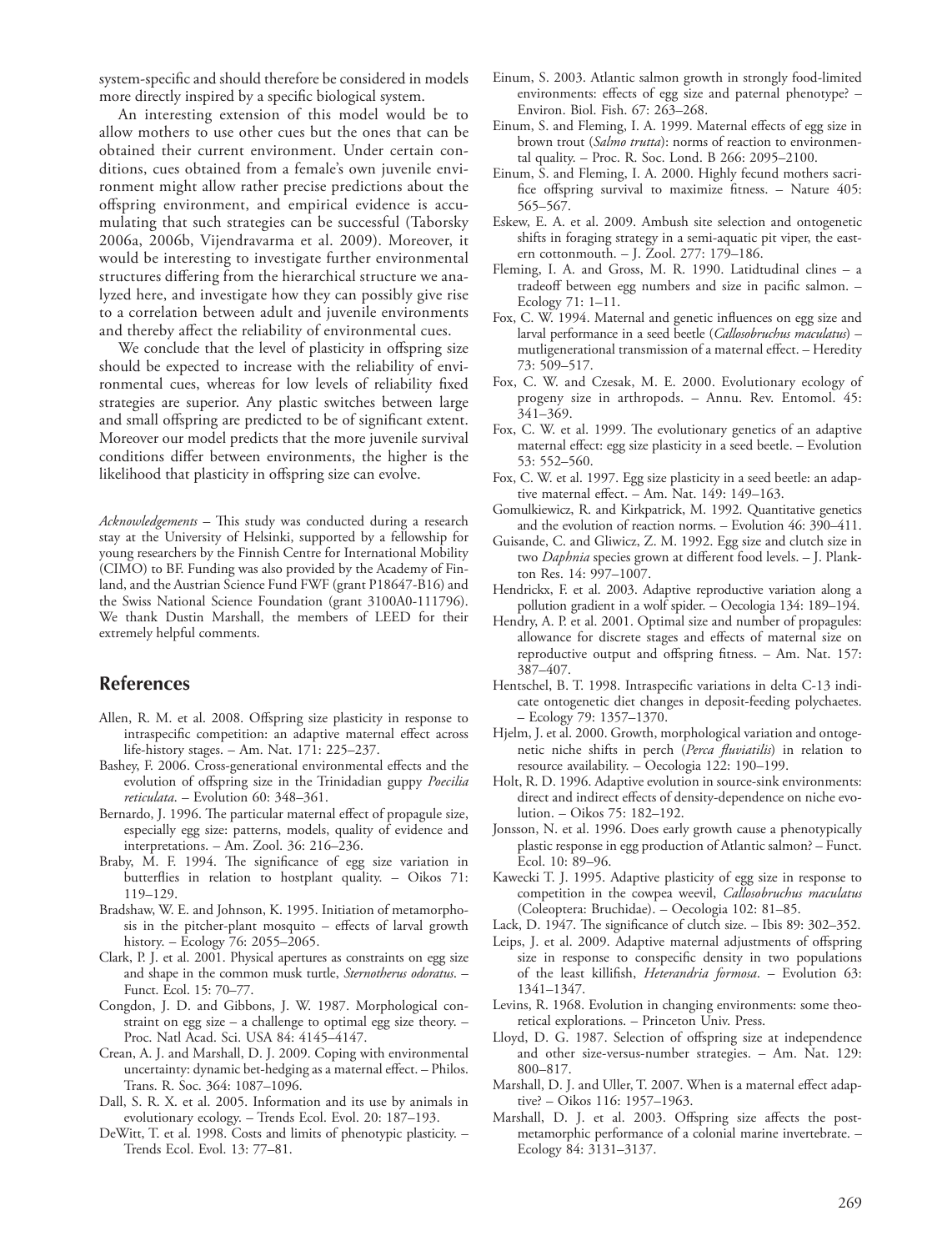system-specific and should therefore be considered in models more directly inspired by a specific biological system.

An interesting extension of this model would be to allow mothers to use other cues but the ones that can be obtained their current environment. Under certain conditions, cues obtained from a female's own juvenile environment might allow rather precise predictions about the offspring environment, and empirical evidence is accumulating that such strategies can be successful (Taborsky 2006a, 2006b, Vijendravarma et al. 2009). Moreover, it would be interesting to investigate further environmental structures differing from the hierarchical structure we analyzed here, and investigate how they can possibly give rise to a correlation between adult and juvenile environments and thereby affect the reliability of environmental cues.

We conclude that the level of plasticity in offspring size should be expected to increase with the reliability of environmental cues, whereas for low levels of reliability fixed strategies are superior. Any plastic switches between large and small offspring are predicted to be of significant extent. Moreover our model predicts that the more juvenile survival conditions differ between environments, the higher is the likelihood that plasticity in offspring size can evolve.

*Acknowledgements* – This study was conducted during a research stay at the University of Helsinki, supported by a fellowship for young researchers by the Finnish Centre for International Mobility (CIMO) to BF. Funding was also provided by the Academy of Finland, and the Austrian Science Fund FWF (grant P18647-B16) and the Swiss National Science Foundation (grant 3100A0-111796). We thank Dustin Marshall, the members of LEED for their extremely helpful comments.

## References

- Allen, R. M. et al. 2008. Offspring size plasticity in response to intraspecific competition: an adaptive maternal effect across life-history stages. – Am. Nat. 171: 225–237.
- Bashey, F. 2006. Cross-generational environmental effects and the evolution of offspring size in the Trinidadian guppy *Poecilia reticulata*. – Evolution 60: 348–361.
- Bernardo, J. 1996. The particular maternal effect of propagule size, especially egg size: patterns, models, quality of evidence and interpretations. – Am. Zool. 36: 216–236.
- Braby, M. F. 1994. The significance of egg size variation in butterflies in relation to hostplant quality. – Oikos 71: 119–129.
- Bradshaw, W. E. and Johnson, K. 1995. Initiation of metamorphosis in the pitcher-plant mosquito – effects of larval growth history. – Ecology 76: 2055–2065.
- Clark, P. J. et al. 2001. Physical apertures as constraints on egg size and shape in the common musk turtle, *Sternotherus odoratus*. – Funct. Ecol. 15: 70–77.
- Congdon, J. D. and Gibbons, J. W. 1987. Morphological constraint on egg size – a challenge to optimal egg size theory. – Proc. Natl Acad. Sci. USA 84: 4145–4147.
- Crean, A. J. and Marshall, D. J. 2009. Coping with environmental uncertainty: dynamic bet-hedging as a maternal effect. – Philos. Trans. R. Soc. 364: 1087–1096.
- Dall, S. R. X. et al. 2005. Information and its use by animals in evolutionary ecology. – Trends Ecol. Evol. 20: 187–193.
- DeWitt, T. et al. 1998. Costs and limits of phenotypic plasticity. – Trends Ecol. Evol. 13: 77–81.
- Einum, S. 2003. Atlantic salmon growth in strongly food-limited environments: effects of egg size and paternal phenotype? – Environ. Biol. Fish. 67: 263–268.
- Einum, S. and Fleming, I. A. 1999. Maternal effects of egg size in brown trout (*Salmo trutta*): norms of reaction to environmental quality. – Proc. R. Soc. Lond. B 266: 2095–2100.
- Einum, S. and Fleming, I. A. 2000. Highly fecund mothers sacrifice offspring survival to maximize fitness. – Nature 405: 565–567.
- Eskew, E. A. et al. 2009. Ambush site selection and ontogenetic shifts in foraging strategy in a semi-aquatic pit viper, the eastern cottonmouth. – J. Zool. 277: 179–186.
- Fleming, I. A. and Gross, M. R. 1990. Latidtudinal clines – a tradeoff between egg numbers and size in pacific salmon. – Ecology 71: 1–11.
- Fox, C. W. 1994. Maternal and genetic influences on egg size and larval performance in a seed beetle (*Callosobruchus maculatus*) – mutligenerational transmission of a maternal effect. – Heredity 73: 509–517.
- Fox, C. W. and Czesak, M. E. 2000. Evolutionary ecology of progeny size in arthropods. – Annu. Rev. Entomol. 45: 341–369.
- Fox, C. W. et al. 1999. The evolutionary genetics of an adaptive maternal effect: egg size plasticity in a seed beetle. – Evolution 53: 552–560.
- Fox, C. W. et al. 1997. Egg size plasticity in a seed beetle: an adaptive maternal effect. – Am. Nat. 149: 149–163.
- Gomulkiewicz, R. and Kirkpatrick, M. 1992. Quantitative genetics and the evolution of reaction norms. – Evolution 46: 390–411.
- Guisande, C. and Gliwicz, Z. M. 1992. Egg size and clutch size in two *Daphnia* species grown at different food levels. – J. Plankton Res. 14: 997–1007.
- Hendrickx, F. et al. 2003. Adaptive reproductive variation along a pollution gradient in a wolf spider. – Oecologia 134: 189–194.
- Hendry, A. P. et al. 2001. Optimal size and number of propagules: allowance for discrete stages and effects of maternal size on reproductive output and offspring fitness. – Am. Nat. 157: 387–407.
- Hentschel, B. T. 1998. Intraspecific variations in delta C-13 indicate ontogenetic diet changes in deposit-feeding polychaetes. – Ecology 79: 1357–1370.
- Hjelm, J. et al. 2000. Growth, morphological variation and ontogenetic niche shifts in perch (*Perca fluviatilis*) in relation to resource availability. – Oecologia 122: 190–199.
- Holt, R. D. 1996. Adaptive evolution in source-sink environments: direct and indirect effects of density-dependence on niche evolution. – Oikos 75: 182–192.
- Jonsson, N. et al. 1996. Does early growth cause a phenotypically plastic response in egg production of Atlantic salmon? – Funct. Ecol. 10: 89–96.
- Kawecki T. J. 1995. Adaptive plasticity of egg size in response to competition in the cowpea weevil, *Callosobruchus maculatus* (Coleoptera: Bruchidae). – Oecologia 102: 81–85.
- Lack, D. 1947. The significance of clutch size. – Ibis 89: 302–352.
- Leips, J. et al. 2009. Adaptive maternal adjustments of offspring size in response to conspecific density in two populations of the least killifish, *Heterandria formosa*. – Evolution 63: 1341–1347.
- Levins, R. 1968. Evolution in changing environments: some theoretical explorations. – Princeton Univ. Press.
- Lloyd, D. G. 1987. Selection of offspring size at independence and other size-versus-number strategies. – Am. Nat. 129: 800–817.
- Marshall, D. J. and Uller, T. 2007. When is a maternal effect adaptive? – Oikos 116: 1957–1963.
- Marshall, D. J. et al. 2003. Offspring size affects the post-metamorphic performance of a colonial marine invertebrate. – Ecology 84: 3131–3137.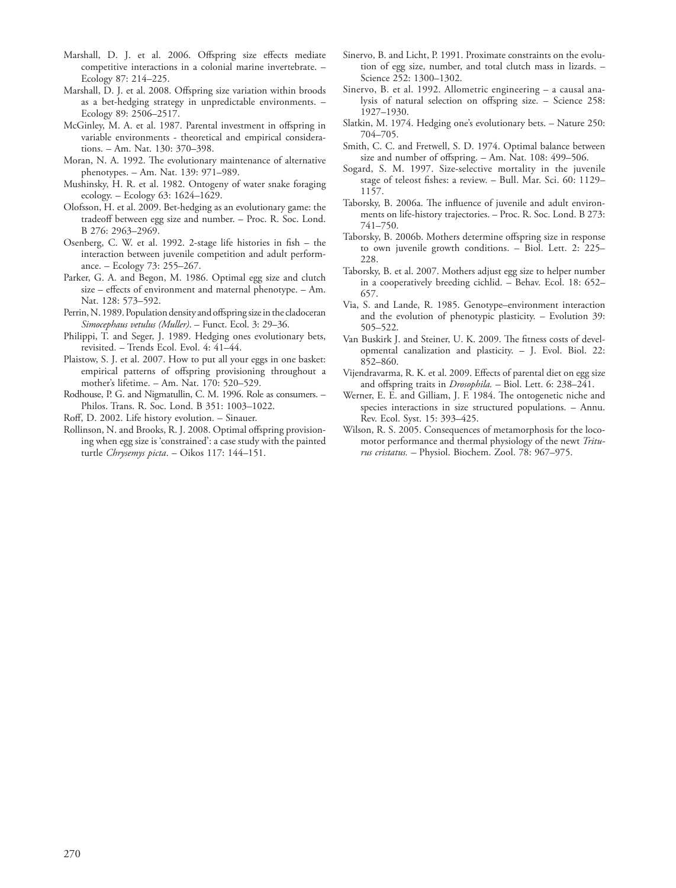Marshall, D. J. et al. 2006. Offspring size effects mediate competitive interactions in a colonial marine invertebrate. – Ecology 87: 214–225.

Marshall, D. J. et al. 2008. Offspring size variation within broods as a bet-hedging strategy in unpredictable environments. – Ecology 89: 2506–2517.

McGinley, M. A. et al. 1987. Parental investment in offspring in variable environments - theoretical and empirical considerations. – Am. Nat. 130: 370–398.

Moran, N. A. 1992. The evolutionary maintenance of alternative phenotypes. – Am. Nat. 139: 971–989.

Mushinsky, H. R. et al. 1982. Ontogeny of water snake foraging ecology. – Ecology 63: 1624–1629.

Olofsson, H. et al. 2009. Bet-hedging as an evolutionary game: the tradeoff between egg size and number. – Proc. R. Soc. Lond. B 276: 2963–2969.

Osenberg, C. W. et al. 1992. 2-stage life histories in fish – the interaction between juvenile competition and adult performance. – Ecology 73: 255–267.

Parker, G. A. and Begon, M. 1986. Optimal egg size and clutch size – effects of environment and maternal phenotype. – Am. Nat. 128: 573–592.

Perrin, N. 1989. Population density and offspring size in the cladoceran *Simocephaus vetulus (Muller)*. – Funct. Ecol. 3: 29–36.

Philippi, T. and Seger, J. 1989. Hedging ones evolutionary bets, revisited. – Trends Ecol. Evol. 4: 41–44.

Plaistow, S. J. et al. 2007. How to put all your eggs in one basket: empirical patterns of offspring provisioning throughout a mother's lifetime. – Am. Nat. 170: 520–529.

Rodhouse, P. G. and Nigmatullin, C. M. 1996. Role as consumers. – Philos. Trans. R. Soc. Lond. B 351: 1003–1022.

Roff, D. 2002. Life history evolution. – Sinauer.

Rollinson, N. and Brooks, R. J. 2008. Optimal offspring provisioning when egg size is 'constrained': a case study with the painted turtle *Chrysemys picta*. – Oikos 117: 144–151.

Sinervo, B. and Licht, P. 1991. Proximate constraints on the evolution of egg size, number, and total clutch mass in lizards. – Science 252: 1300–1302.

Sinervo, B. et al. 1992. Allometric engineering – a causal analysis of natural selection on offspring size. – Science 258: 1927–1930.

Slatkin, M. 1974. Hedging one's evolutionary bets. – Nature 250: 704–705.

Smith, C. C. and Fretwell, S. D. 1974. Optimal balance between size and number of offspring. – Am. Nat. 108: 499–506.

Sogard, S. M. 1997. Size-selective mortality in the juvenile stage of teleost fishes: a review. – Bull. Mar. Sci. 60: 1129–1157.

Taborsky, B. 2006a. The influence of juvenile and adult environments on life-history trajectories. – Proc. R. Soc. Lond. B 273: 741–750.

Taborsky, B. 2006b. Mothers determine offspring size in response to own juvenile growth conditions. – Biol. Lett. 2: 225–228.

Taborsky, B. et al. 2007. Mothers adjust egg size to helper number in a cooperatively breeding cichlid. – Behav. Ecol. 18: 652–657.

Via, S. and Lande, R. 1985. Genotype–environment interaction and the evolution of phenotypic plasticity. – Evolution 39: 505–522.

Van Buskirk J. and Steiner, U. K. 2009. The fitness costs of developmental canalization and plasticity. – J. Evol. Biol. 22: 852–860.

Vijendravarma, R. K. et al. 2009. Effects of parental diet on egg size and offspring traits in *Drosophila.* – Biol. Lett. 6: 238–241.

Werner, E. E. and Gilliam, J. F. 1984. The ontogenetic niche and species interactions in size structured populations. – Annu. Rev. Ecol. Syst. 15: 393–425.

Wilson, R. S. 2005. Consequences of metamorphosis for the locomotor performance and thermal physiology of the newt *Triturus cristatus.* – Physiol. Biochem. Zool. 78: 967–975.